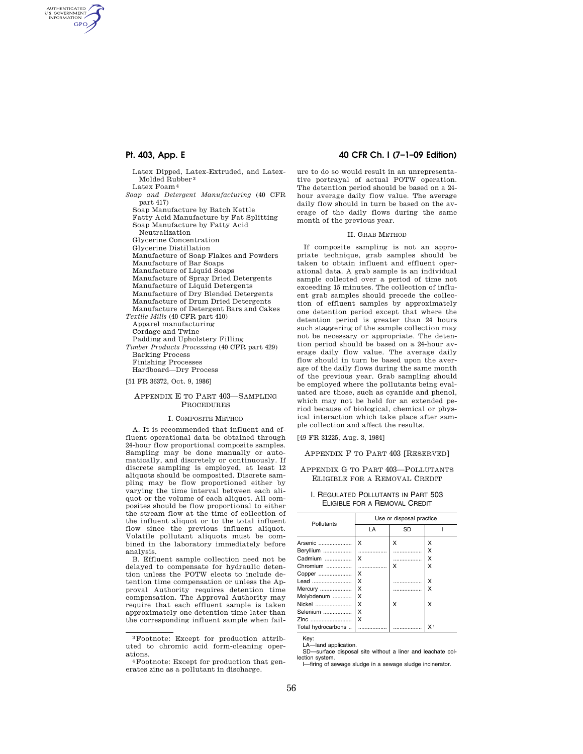Latex Dipped, Latex-Extruded, and Latex-Molded Rubber[3]
Latex Foam[4]

*Soap and Detergent Manufacturing* (40 CFR part 417)
Soap Manufacture by Batch Kettle
Fatty Acid Manufacture by Fat Splitting
Soap Manufacture by Fatty Acid Neutralization
Glycerine Concentration
Glycerine Distillation
Manufacture of Soap Flakes and Powders
Manufacture of Bar Soaps
Manufacture of Liquid Soaps
Manufacture of Spray Dried Detergents
Manufacture of Liquid Detergents
Manufacture of Dry Blended Detergents
Manufacture of Drum Dried Detergents
Manufacture of Detergent Bars and Cakes

*Textile Mills* (40 CFR part 410)
Apparel manufacturing
Cordage and Twine
Padding and Upholstery Filling

*Timber Products Processing* (40 CFR part 429)
Barking Process
Finishing Processes
Hardboard—Dry Process

[51 FR 36372, Oct. 9, 1986]

## Appendix E to Part 403—Sampling Procedures

### I. Composite Method

A. It is recommended that influent and effluent operational data be obtained through 24-hour flow proportional composite samples. Sampling may be done manually or automatically, and discretely or continuously. If discrete sampling is employed, at least 12 aliquots should be composited. Discrete sampling may be flow proportioned either by varying the time interval between each aliquot or the volume of each aliquot. All composites should be flow proportional to either the stream flow at the time of collection of the influent aliquot or to the total influent flow since the previous influent aliquot. Volatile pollutant aliquots must be combined in the laboratory immediately before analysis.

B. Effluent sample collection need not be delayed to compensate for hydraulic detention unless the POTW elects to include detention time compensation or unless the Approval Authority requires detention time compensation. The Approval Authority may require that each effluent sample is taken approximately one detention time later than the corresponding influent sample when failure to do so would result in an unrepresentative portrayal of actual POTW operation. The detention period should be based on a 24-hour average daily flow value. The average daily flow should in turn be based on the average of the daily flows during the same month of the previous year.

### II. Grab Method

If composite sampling is not an appropriate technique, grab samples should be taken to obtain influent and effluent operational data. A grab sample is an individual sample collected over a period of time not exceeding 15 minutes. The collection of influent grab samples should precede the collection of effluent samples by approximately one detention period except that where the detention period is greater than 24 hours such staggering of the sample collection may not be necessary or appropriate. The detention period should be based on a 24-hour average daily flow value. The average daily flow should in turn be based upon the average of the daily flows during the same month of the previous year. Grab sampling should be employed where the pollutants being evaluated are those, such as cyanide and phenol, which may not be held for an extended period because of biological, chemical or physical interaction which take place after sample collection and affect the results.

[49 FR 31225, Aug. 3, 1984]

## Appendix F to Part 403 [Reserved]

## Appendix G to Part 403—Pollutants Eligible for a Removal Credit

### I. Regulated Pollutants in Part 503 Eligible for a Removal Credit

| Pollutants | Use or disposal practice | | |
|---|---|---|---|
| | LA | SD | I |
| Arsenic | X | X | X |
| Beryllium | | | X |
| Cadmium | X | | X |
| Chromium | | X | X |
| Copper | X | | |
| Lead | X | | X |
| Mercury | X | | X |
| Molybdenum | X | | |
| Nickel | X | X | X |
| Selenium | X | | |
| Zinc | X | | |
| Total hydrocarbons | | | X[1] |

Key:
LA—land application.
SD—surface disposal site without a liner and leachate collection system.
I—firing of sewage sludge in a sewage sludge incinerator.

---

[3] Footnote: Except for production attributed to chromic acid form-cleaning operations.

[4] Footnote: Except for production that generates zinc as a pollutant in discharge.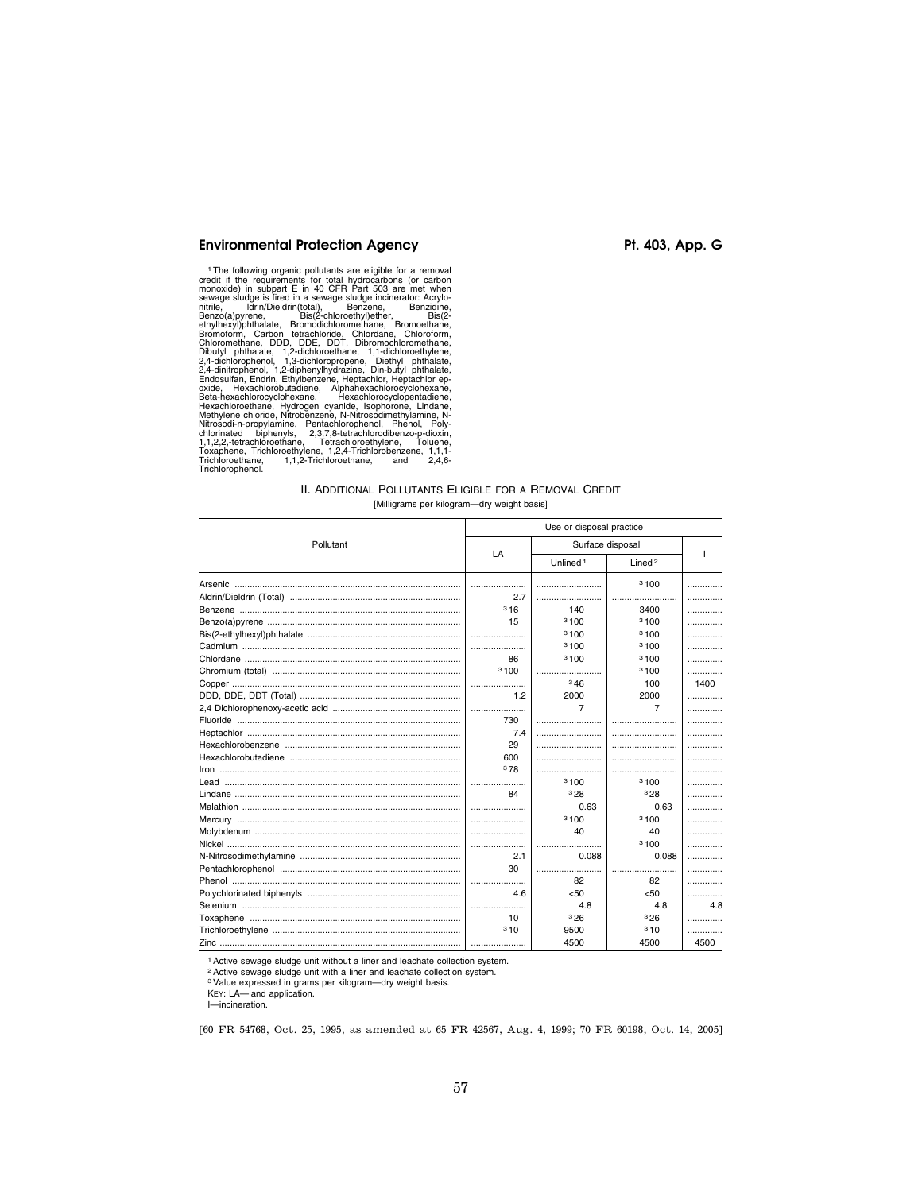[1] The following organic pollutants are eligible for a removal credit if the requirements for total hydrocarbons (or carbon monoxide) in subpart E in 40 CFR Part 503 are met when sewage sludge is fired in a sewage sludge incinerator: Acrylonitrile, Idrin/Dieldrin(total), Benzene, Benzidine, Benzo(a)pyrene, Bis(2-chloroethyl)ether, Bis(2-ethylhexyl)phthalate, Bromodichloromethane, Bromoethane, Bromoform, Carbon tetrachloride, Chlordane, Chloroform, Chloromethane, DDD, DDE, DDT, Dibromochloromethane, Dibutyl phthalate, 1,2-dichloroethane, 1,1-dichloroethylene, 2,4-dichlorophenol, 1,3-dichloropropene, Diethyl phthalate, 2,4-dinitrophenol, 1,2-diphenylhydrazine, Din-butyl phthalate, Endosulfan, Endrin, Ethylbenzene, Heptachlor, Heptachlor epoxide, Hexachlorobutadiene, Alphahexachlorocyclohexane, Beta-hexachlorocyclohexane, Hexachlorocyclopentadiene, Hexachloroethane, Hydrogen cyanide, Isophorone, Lindane, Methylene chloride, Nitrobenzene, N-Nitrosodimethylamine, N-Nitrosodi-n-propylamine, Pentachlorophenol, Phenol, Polychlorinated biphenyls, 2,3,7,8-tetrachlorodibenzo-p-dioxin, 1,1,2,2,-tetrachloroethane, Tetrachloroethylene, Toluene, Toxaphene, Trichloroethylene, 1,2,4-Trichlorobenzene, 1,1,1-Trichloroethane, 1,1,2-Trichloroethane, and 2,4,6-Trichlorophenol.

## II. Additional Pollutants Eligible for a Removal Credit

[Milligrams per kilogram—dry weight basis]

| Pollutant | Use or disposal practice | | | |
|---|---|---|---|---|
| | LA | Surface disposal | | I |
| | | Unlined[1] | Lined[2] | |
| Arsenic | | | [3] 100 | |
| Aldrin/Dieldrin (Total) | 2.7 | | | |
| Benzene | [3] 16 | 140 | 3400 | |
| Benzo(a)pyrene | 15 | [3] 100 | [3] 100 | |
| Bis(2-ethylhexyl)phthalate | | [3] 100 | [3] 100 | |
| Cadmium | | [3] 100 | [3] 100 | |
| Chlordane | 86 | [3] 100 | [3] 100 | |
| Chromium (total) | [3] 100 | | [3] 100 | |
| Copper | | [3] 46 | 100 | 1400 |
| DDD, DDE, DDT (Total) | 1.2 | 2000 | 2000 | |
| 2,4 Dichlorophenoxy-acetic acid | | 7 | 7 | |
| Fluoride | 730 | | | |
| Heptachlor | 7.4 | | | |
| Hexachlorobenzene | 29 | | | |
| Hexachlorobutadiene | 600 | | | |
| Iron | [3] 78 | | | |
| Lead | | [3] 100 | [3] 100 | |
| Lindane | 84 | [3] 28 | [3] 28 | |
| Malathion | | 0.63 | 0.63 | |
| Mercury | | [3] 100 | [3] 100 | |
| Molybdenum | | 40 | 40 | |
| Nickel | | | [3] 100 | |
| N-Nitrosodimethylamine | 2.1 | 0.088 | 0.088 | |
| Pentachlorophenol | 30 | | | |
| Phenol | | 82 | 82 | |
| Polychlorinated biphenyls | 4.6 | <50 | <50 | |
| Selenium | | 4.8 | 4.8 | 4.8 |
| Toxaphene | 10 | [3] 26 | [3] 26 | |
| Trichloroethylene | [3] 10 | 9500 | [3] 10 | |
| Zinc | | 4500 | 4500 | 4500 |

[1] Active sewage sludge unit without a liner and leachate collection system.
[2] Active sewage sludge unit with a liner and leachate collection system.
[3] Value expressed in grams per kilogram—dry weight basis.
KEY: LA—land application.
I—incineration.

[60 FR 54768, Oct. 25, 1995, as amended at 65 FR 42567, Aug. 4, 1999; 70 FR 60198, Oct. 14, 2005]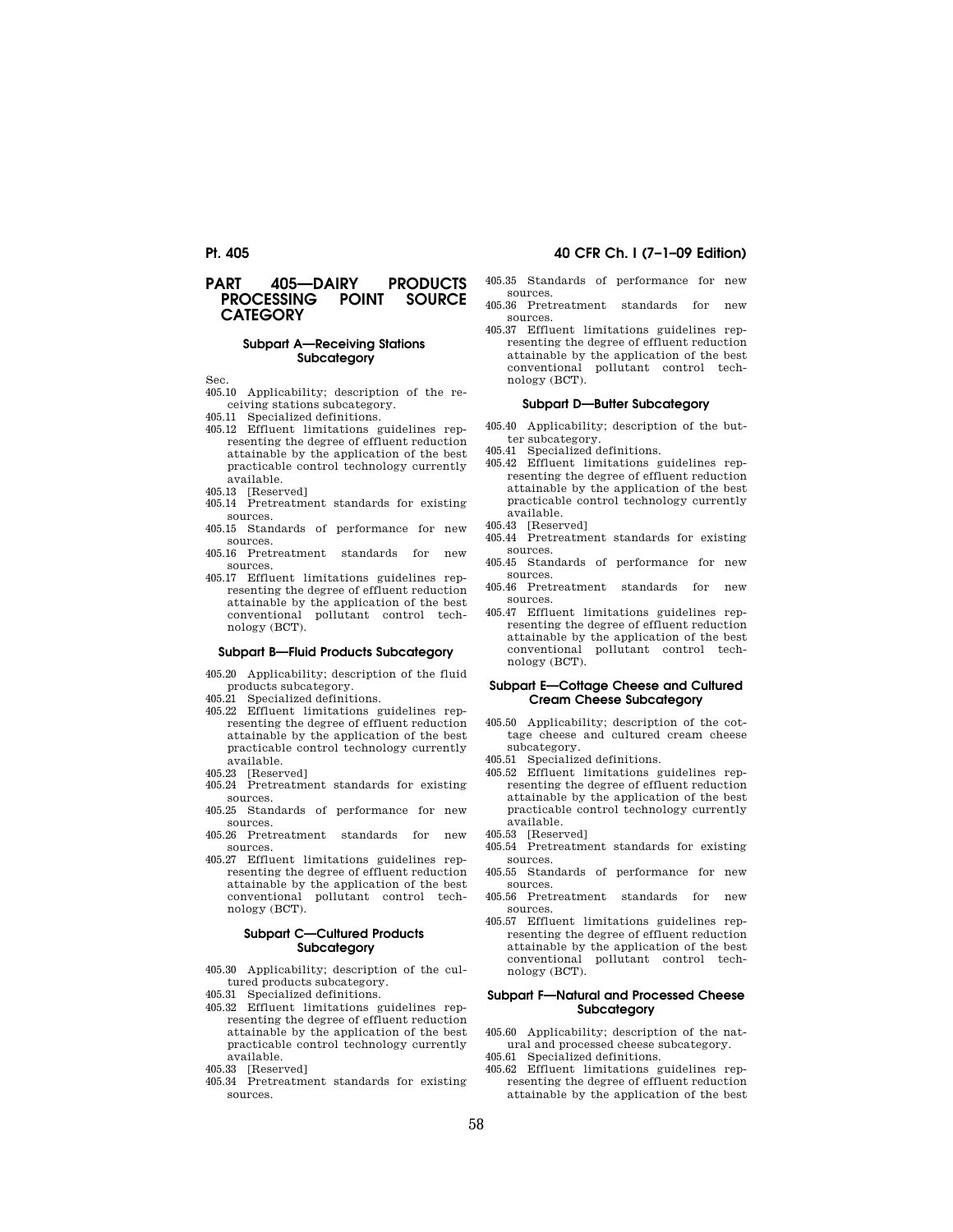# PART 405—DAIRY PRODUCTS PROCESSING POINT SOURCE CATEGORY

### Subpart A—Receiving Stations Subcategory

Sec.

405.10 Applicability; description of the receiving stations subcategory.

405.11 Specialized definitions.

405.12 Effluent limitations guidelines representing the degree of effluent reduction attainable by the application of the best practicable control technology currently available.

405.13 [Reserved]

405.14 Pretreatment standards for existing sources.

405.15 Standards of performance for new sources.

405.16 Pretreatment standards for new sources.

405.17 Effluent limitations guidelines representing the degree of effluent reduction attainable by the application of the best conventional pollutant control technology (BCT).

### Subpart B—Fluid Products Subcategory

405.20 Applicability; description of the fluid products subcategory.

405.21 Specialized definitions.

405.22 Effluent limitations guidelines representing the degree of effluent reduction attainable by the application of the best practicable control technology currently available.

405.23 [Reserved]

405.24 Pretreatment standards for existing sources.

405.25 Standards of performance for new sources.

405.26 Pretreatment standards for new sources.

405.27 Effluent limitations guidelines representing the degree of effluent reduction attainable by the application of the best conventional pollutant control technology (BCT).

### Subpart C—Cultured Products Subcategory

405.30 Applicability; description of the cultured products subcategory.

405.31 Specialized definitions.

405.32 Effluent limitations guidelines representing the degree of effluent reduction attainable by the application of the best practicable control technology currently available.

405.33 [Reserved]

405.34 Pretreatment standards for existing sources.

405.35 Standards of performance for new sources.

405.36 Pretreatment standards for new sources.

405.37 Effluent limitations guidelines representing the degree of effluent reduction attainable by the application of the best conventional pollutant control technology (BCT).

### Subpart D—Butter Subcategory

405.40 Applicability; description of the butter subcategory.

405.41 Specialized definitions.

405.42 Effluent limitations guidelines representing the degree of effluent reduction attainable by the application of the best practicable control technology currently available.

405.43 [Reserved]

405.44 Pretreatment standards for existing sources.

405.45 Standards of performance for new sources.

405.46 Pretreatment standards for new sources.

405.47 Effluent limitations guidelines representing the degree of effluent reduction attainable by the application of the best conventional pollutant control technology (BCT).

### Subpart E—Cottage Cheese and Cultured Cream Cheese Subcategory

405.50 Applicability; description of the cottage cheese and cultured cream cheese subcategory.

405.51 Specialized definitions.

405.52 Effluent limitations guidelines representing the degree of effluent reduction attainable by the application of the best practicable control technology currently available.

405.53 [Reserved]

405.54 Pretreatment standards for existing sources.

405.55 Standards of performance for new sources.

405.56 Pretreatment standards for new sources.

405.57 Effluent limitations guidelines representing the degree of effluent reduction attainable by the application of the best conventional pollutant control technology (BCT).

### Subpart F—Natural and Processed Cheese Subcategory

405.60 Applicability; description of the natural and processed cheese subcategory.

405.61 Specialized definitions.

405.62 Effluent limitations guidelines representing the degree of effluent reduction attainable by the application of the best